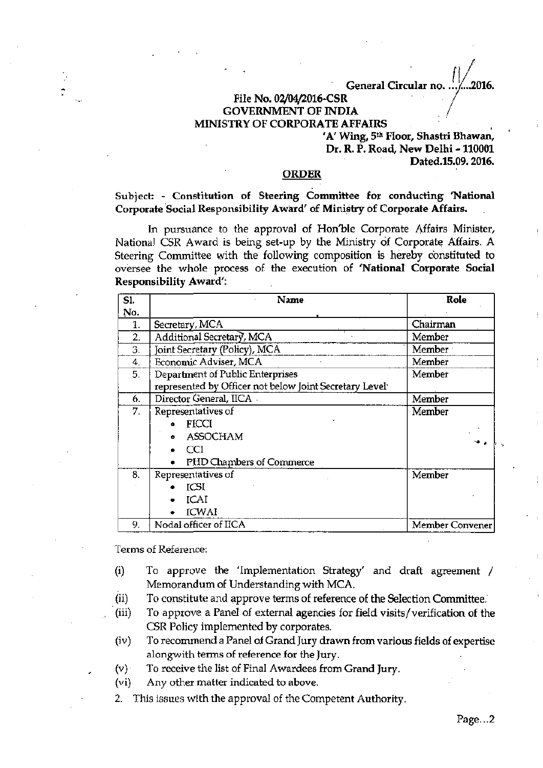General Circular no. 11/2016.

File No. 02/04/2016-CSR
GOVERNMENT OF INDIA
MINISTRY OF CORPORATE AFFAIRS

'A' Wing, 5th Floor, Shastri Bhawan,
Dr. R. P. Road, New Delhi - 110001
Dated.15.09. 2016.

## ORDER

**Subject: - Constitution of Steering Committee for conducting 'National Corporate Social Responsibility Award' of Ministry of Corporate Affairs.**

In pursuance to the approval of Hon'ble Corporate Affairs Minister, National CSR Award is being set-up by the Ministry of Corporate Affairs. A Steering Committee with the following composition is hereby constituted to oversee the whole process of the execution of **'National Corporate Social Responsibility Award'**:

| Sl. No. | Name | Role |
|---|---|---|
| 1. | Secretary, MCA | Chairman |
| 2. | Additional Secretary, MCA | Member |
| 3. | Joint Secretary (Policy), MCA | Member |
| 4. | Economic Adviser, MCA | Member |
| 5. | Department of Public Enterprises represented by Officer not below Joint Secretary Level | Member |
| 6. | Director General, IICA | Member |
| 7. | Representatives of <br>• FICCI <br>• ASSOCHAM <br>• CCI <br>• PHD Chambers of Commerce | Member |
| 8. | Representatives of <br>• ICSI <br>• ICAI <br>• ICWAI | Member |
| 9. | Nodal officer of IICA | Member Convener |

Terms of Reference:

(i) To approve the 'Implementation Strategy' and draft agreement / Memorandum of Understanding with MCA.

(ii) To constitute and approve terms of reference of the Selection Committee.

(iii) To approve a Panel of external agencies for field visits/verification of the CSR Policy implemented by corporates.

(iv) To recommend a Panel of Grand Jury drawn from various fields of expertise alongwith terms of reference for the Jury.

(v) To receive the list of Final Awardees from Grand Jury.

(vi) Any other matter indicated to above.

2. This issues with the approval of the Competent Authority.

Page...2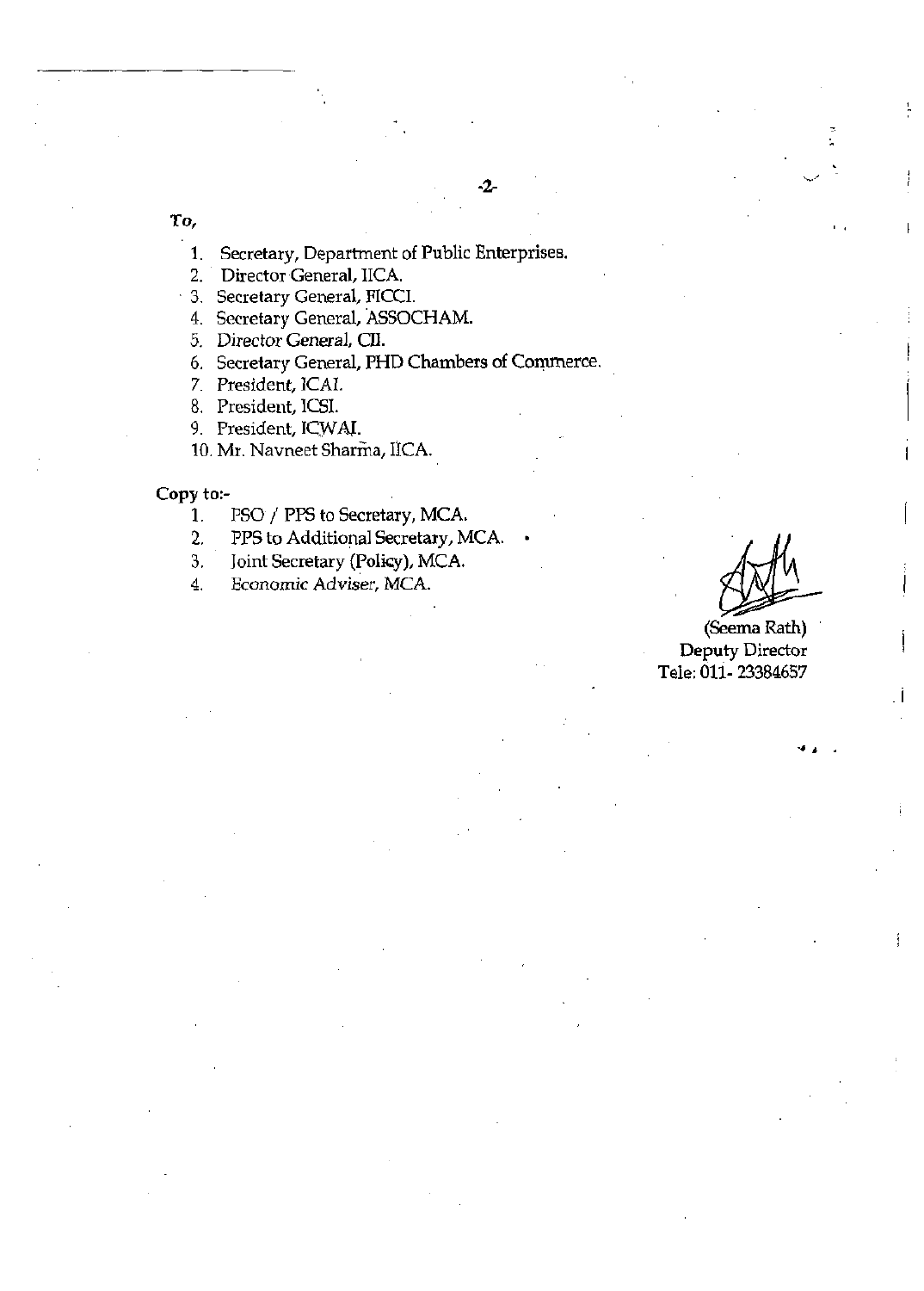To,

1. Secretary, Department of Public Enterprises.
2. Director General, IICA.
3. Secretary General, FICCI.
4. Secretary General, ASSOCHAM.
5. Director General, CII.
6. Secretary General, PHD Chambers of Commerce.
7. President, ICAI.
8. President, ICSI.
9. President, ICWAI.
10. Mr. Navneet Sharma, IICA.

**Copy to:-**

1. PSO / PPS to Secretary, MCA.
2. PPS to Additional Secretary, MCA.
3. Joint Secretary (Policy), MCA.
4. Economic Adviser, MCA.

(Seema Rath)
Deputy Director
Tele: 011- 23384657